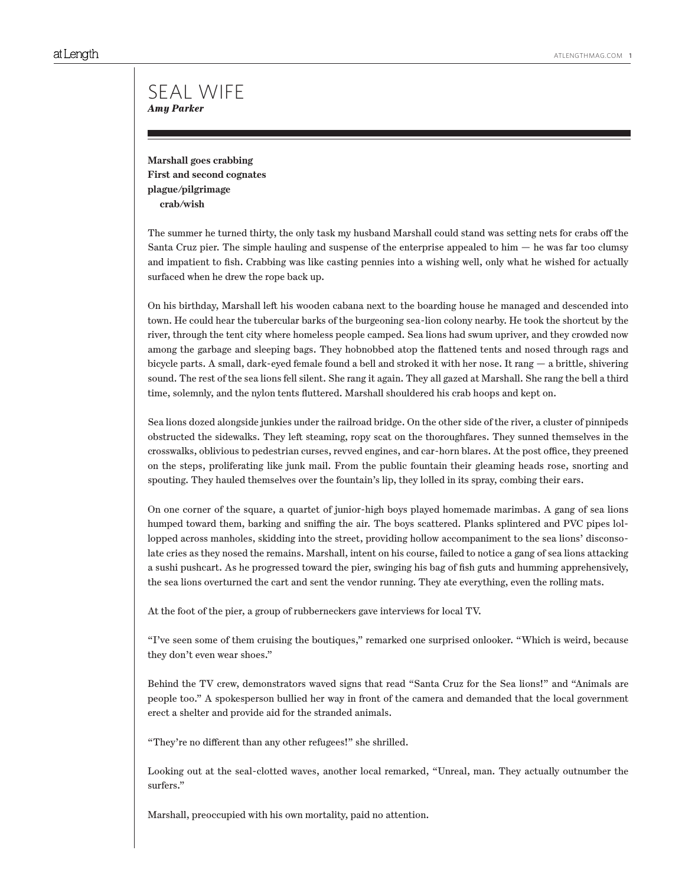# SEAL WIFE

***Amy Parker***

---

**Marshall goes crabbing**
**First and second cognates**
**plague/pilgrimage**
**crab/wish**

The summer he turned thirty, the only task my husband Marshall could stand was setting nets for crabs off the Santa Cruz pier. The simple hauling and suspense of the enterprise appealed to him — he was far too clumsy and impatient to fish. Crabbing was like casting pennies into a wishing well, only what he wished for actually surfaced when he drew the rope back up.

On his birthday, Marshall left his wooden cabana next to the boarding house he managed and descended into town. He could hear the tubercular barks of the burgeoning sea-lion colony nearby. He took the shortcut by the river, through the tent city where homeless people camped. Sea lions had swum upriver, and they crowded now among the garbage and sleeping bags. They hobnobbed atop the flattened tents and nosed through rags and bicycle parts. A small, dark-eyed female found a bell and stroked it with her nose. It rang — a brittle, shivering sound. The rest of the sea lions fell silent. She rang it again. They all gazed at Marshall. She rang the bell a third time, solemnly, and the nylon tents fluttered. Marshall shouldered his crab hoops and kept on.

Sea lions dozed alongside junkies under the railroad bridge. On the other side of the river, a cluster of pinnipeds obstructed the sidewalks. They left steaming, ropy scat on the thoroughfares. They sunned themselves in the crosswalks, oblivious to pedestrian curses, revved engines, and car-horn blares. At the post office, they preened on the steps, proliferating like junk mail. From the public fountain their gleaming heads rose, snorting and spouting. They hauled themselves over the fountain's lip, they lolled in its spray, combing their ears.

On one corner of the square, a quartet of junior-high boys played homemade marimbas. A gang of sea lions humped toward them, barking and sniffing the air. The boys scattered. Planks splintered and PVC pipes lollopped across manholes, skidding into the street, providing hollow accompaniment to the sea lions' disconsolate cries as they nosed the remains. Marshall, intent on his course, failed to notice a gang of sea lions attacking a sushi pushcart. As he progressed toward the pier, swinging his bag of fish guts and humming apprehensively, the sea lions overturned the cart and sent the vendor running. They ate everything, even the rolling mats.

At the foot of the pier, a group of rubberneckers gave interviews for local TV.

"I've seen some of them cruising the boutiques," remarked one surprised onlooker. "Which is weird, because they don't even wear shoes."

Behind the TV crew, demonstrators waved signs that read "Santa Cruz for the Sea lions!" and "Animals are people too." A spokesperson bullied her way in front of the camera and demanded that the local government erect a shelter and provide aid for the stranded animals.

"They're no different than any other refugees!" she shrilled.

Looking out at the seal-clotted waves, another local remarked, "Unreal, man. They actually outnumber the surfers."

Marshall, preoccupied with his own mortality, paid no attention.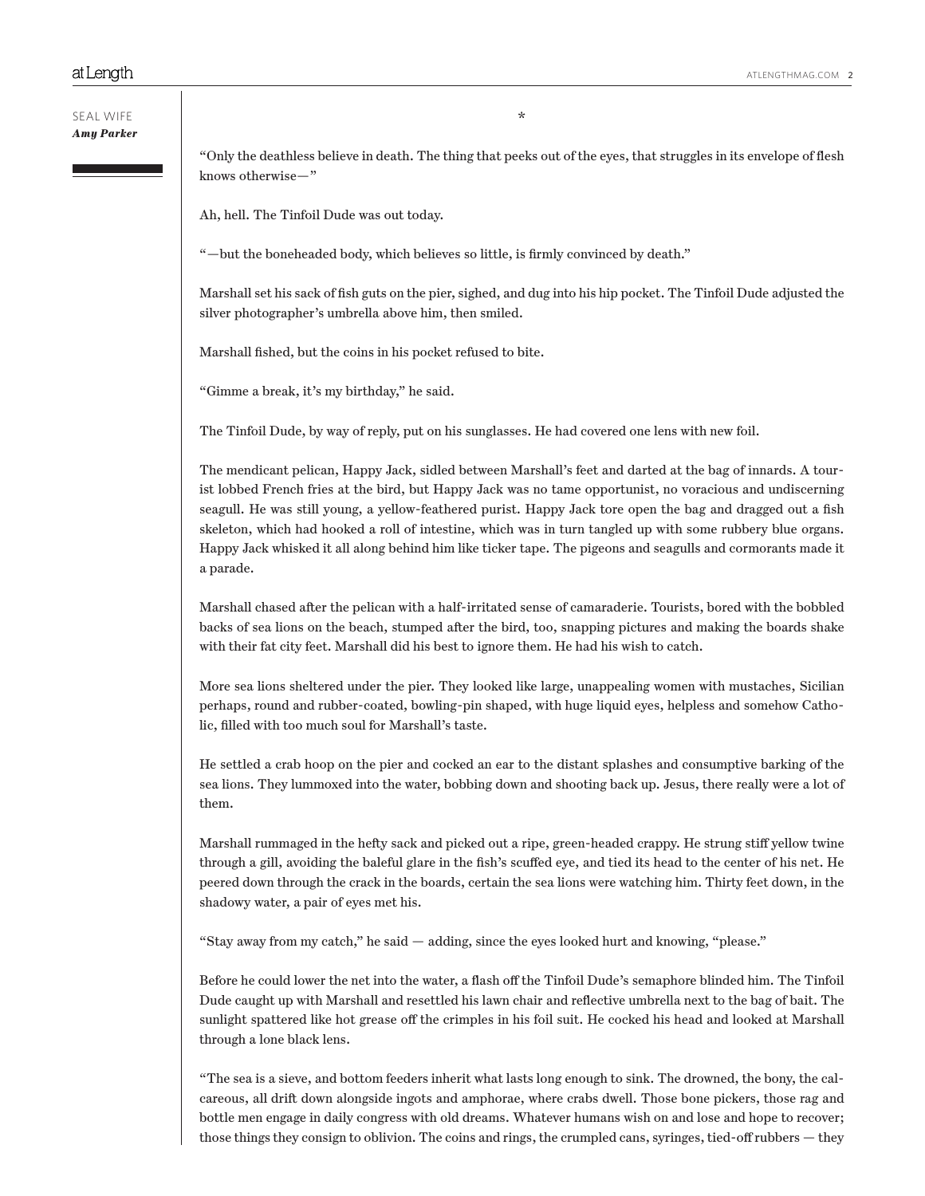*

"Only the deathless believe in death. The thing that peeks out of the eyes, that struggles in its envelope of flesh knows otherwise—"

Ah, hell. The Tinfoil Dude was out today.

"—but the boneheaded body, which believes so little, is firmly convinced by death."

Marshall set his sack of fish guts on the pier, sighed, and dug into his hip pocket. The Tinfoil Dude adjusted the silver photographer's umbrella above him, then smiled.

Marshall fished, but the coins in his pocket refused to bite.

"Gimme a break, it's my birthday," he said.

The Tinfoil Dude, by way of reply, put on his sunglasses. He had covered one lens with new foil.

The mendicant pelican, Happy Jack, sidled between Marshall's feet and darted at the bag of innards. A tourist lobbed French fries at the bird, but Happy Jack was no tame opportunist, no voracious and undiscerning seagull. He was still young, a yellow-feathered purist. Happy Jack tore open the bag and dragged out a fish skeleton, which had hooked a roll of intestine, which was in turn tangled up with some rubbery blue organs. Happy Jack whisked it all along behind him like ticker tape. The pigeons and seagulls and cormorants made it a parade.

Marshall chased after the pelican with a half-irritated sense of camaraderie. Tourists, bored with the bobbled backs of sea lions on the beach, stumped after the bird, too, snapping pictures and making the boards shake with their fat city feet. Marshall did his best to ignore them. He had his wish to catch.

More sea lions sheltered under the pier. They looked like large, unappealing women with mustaches, Sicilian perhaps, round and rubber-coated, bowling-pin shaped, with huge liquid eyes, helpless and somehow Catholic, filled with too much soul for Marshall's taste.

He settled a crab hoop on the pier and cocked an ear to the distant splashes and consumptive barking of the sea lions. They lummoxed into the water, bobbing down and shooting back up. Jesus, there really were a lot of them.

Marshall rummaged in the hefty sack and picked out a ripe, green-headed crappy. He strung stiff yellow twine through a gill, avoiding the baleful glare in the fish's scuffed eye, and tied its head to the center of his net. He peered down through the crack in the boards, certain the sea lions were watching him. Thirty feet down, in the shadowy water, a pair of eyes met his.

"Stay away from my catch," he said — adding, since the eyes looked hurt and knowing, "please."

Before he could lower the net into the water, a flash off the Tinfoil Dude's semaphore blinded him. The Tinfoil Dude caught up with Marshall and resettled his lawn chair and reflective umbrella next to the bag of bait. The sunlight spattered like hot grease off the crimples in his foil suit. He cocked his head and looked at Marshall through a lone black lens.

"The sea is a sieve, and bottom feeders inherit what lasts long enough to sink. The drowned, the bony, the calcareous, all drift down alongside ingots and amphorae, where crabs dwell. Those bone pickers, those rag and bottle men engage in daily congress with old dreams. Whatever humans wish on and lose and hope to recover; those things they consign to oblivion. The coins and rings, the crumpled cans, syringes, tied-off rubbers — they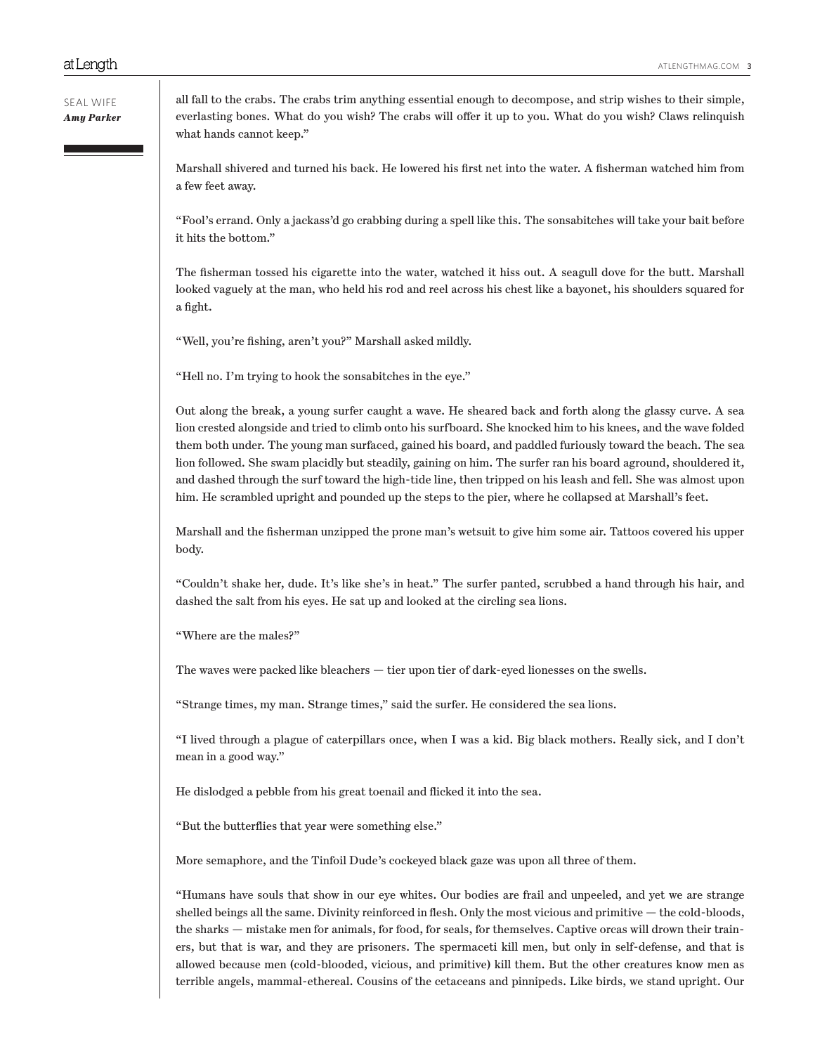all fall to the crabs. The crabs trim anything essential enough to decompose, and strip wishes to their simple, everlasting bones. What do you wish? The crabs will offer it up to you. What do you wish? Claws relinquish what hands cannot keep."

Marshall shivered and turned his back. He lowered his first net into the water. A fisherman watched him from a few feet away.

"Fool's errand. Only a jackass'd go crabbing during a spell like this. The sonsabitches will take your bait before it hits the bottom."

The fisherman tossed his cigarette into the water, watched it hiss out. A seagull dove for the butt. Marshall looked vaguely at the man, who held his rod and reel across his chest like a bayonet, his shoulders squared for a fight.

"Well, you're fishing, aren't you?" Marshall asked mildly.

"Hell no. I'm trying to hook the sonsabitches in the eye."

Out along the break, a young surfer caught a wave. He sheared back and forth along the glassy curve. A sea lion crested alongside and tried to climb onto his surfboard. She knocked him to his knees, and the wave folded them both under. The young man surfaced, gained his board, and paddled furiously toward the beach. The sea lion followed. She swam placidly but steadily, gaining on him. The surfer ran his board aground, shouldered it, and dashed through the surf toward the high-tide line, then tripped on his leash and fell. She was almost upon him. He scrambled upright and pounded up the steps to the pier, where he collapsed at Marshall's feet.

Marshall and the fisherman unzipped the prone man's wetsuit to give him some air. Tattoos covered his upper body.

"Couldn't shake her, dude. It's like she's in heat." The surfer panted, scrubbed a hand through his hair, and dashed the salt from his eyes. He sat up and looked at the circling sea lions.

"Where are the males?"

The waves were packed like bleachers — tier upon tier of dark-eyed lionesses on the swells.

"Strange times, my man. Strange times," said the surfer. He considered the sea lions.

"I lived through a plague of caterpillars once, when I was a kid. Big black mothers. Really sick, and I don't mean in a good way."

He dislodged a pebble from his great toenail and flicked it into the sea.

"But the butterflies that year were something else."

More semaphore, and the Tinfoil Dude's cockeyed black gaze was upon all three of them.

"Humans have souls that show in our eye whites. Our bodies are frail and unpeeled, and yet we are strange shelled beings all the same. Divinity reinforced in flesh. Only the most vicious and primitive — the cold-bloods, the sharks — mistake men for animals, for food, for seals, for themselves. Captive orcas will drown their trainers, but that is war, and they are prisoners. The spermaceti kill men, but only in self-defense, and that is allowed because men (cold-blooded, vicious, and primitive) kill them. But the other creatures know men as terrible angels, mammal-ethereal. Cousins of the cetaceans and pinnipeds. Like birds, we stand upright. Our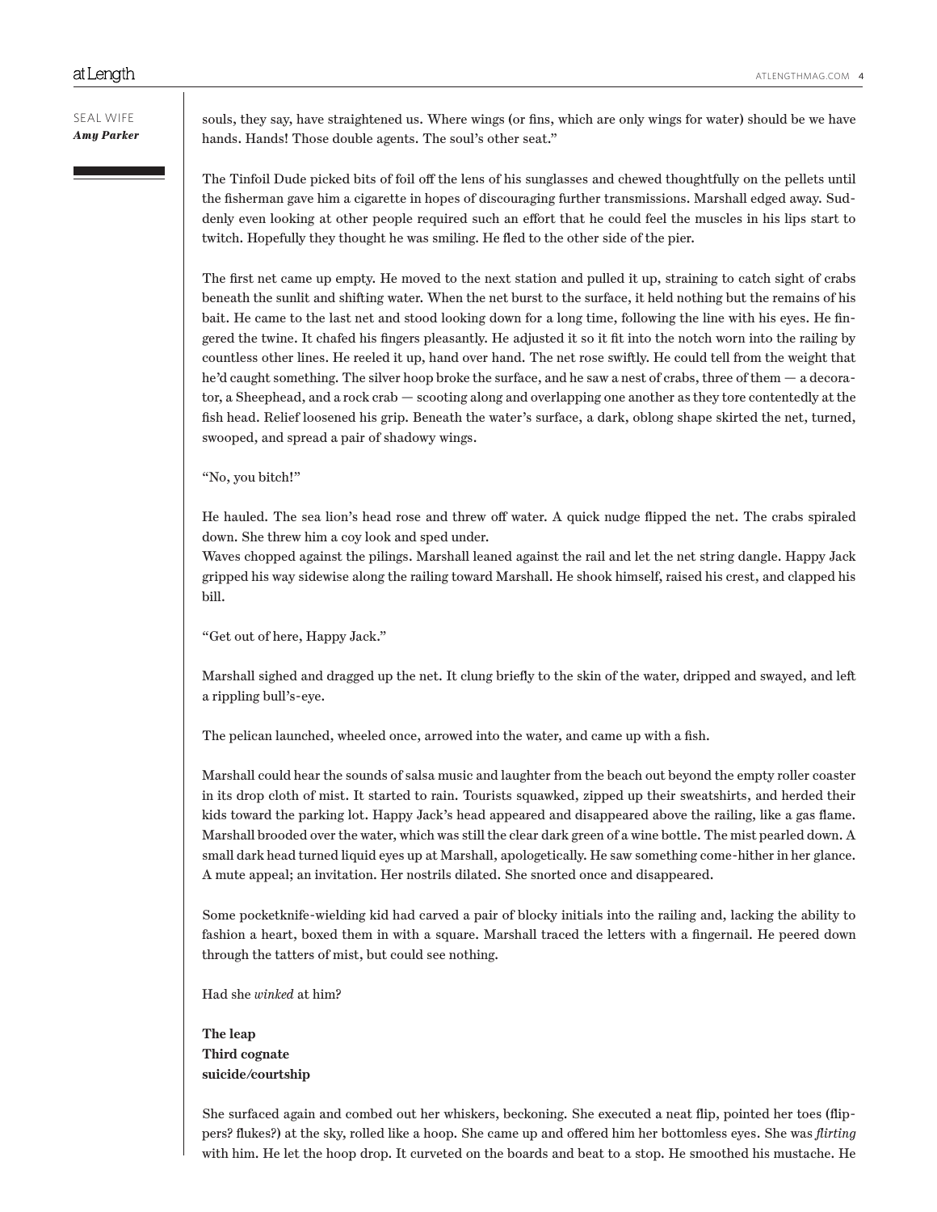souls, they say, have straightened us. Where wings (or fins, which are only wings for water) should be we have hands. Hands! Those double agents. The soul's other seat."

The Tinfoil Dude picked bits of foil off the lens of his sunglasses and chewed thoughtfully on the pellets until the fisherman gave him a cigarette in hopes of discouraging further transmissions. Marshall edged away. Suddenly even looking at other people required such an effort that he could feel the muscles in his lips start to twitch. Hopefully they thought he was smiling. He fled to the other side of the pier.

The first net came up empty. He moved to the next station and pulled it up, straining to catch sight of crabs beneath the sunlit and shifting water. When the net burst to the surface, it held nothing but the remains of his bait. He came to the last net and stood looking down for a long time, following the line with his eyes. He fingered the twine. It chafed his fingers pleasantly. He adjusted it so it fit into the notch worn into the railing by countless other lines. He reeled it up, hand over hand. The net rose swiftly. He could tell from the weight that he'd caught something. The silver hoop broke the surface, and he saw a nest of crabs, three of them — a decorator, a Sheephead, and a rock crab — scooting along and overlapping one another as they tore contentedly at the fish head. Relief loosened his grip. Beneath the water's surface, a dark, oblong shape skirted the net, turned, swooped, and spread a pair of shadowy wings.

"No, you bitch!"

He hauled. The sea lion's head rose and threw off water. A quick nudge flipped the net. The crabs spiraled down. She threw him a coy look and sped under.
Waves chopped against the pilings. Marshall leaned against the rail and let the net string dangle. Happy Jack gripped his way sidewise along the railing toward Marshall. He shook himself, raised his crest, and clapped his bill.

"Get out of here, Happy Jack."

Marshall sighed and dragged up the net. It clung briefly to the skin of the water, dripped and swayed, and left a rippling bull's-eye.

The pelican launched, wheeled once, arrowed into the water, and came up with a fish.

Marshall could hear the sounds of salsa music and laughter from the beach out beyond the empty roller coaster in its drop cloth of mist. It started to rain. Tourists squawked, zipped up their sweatshirts, and herded their kids toward the parking lot. Happy Jack's head appeared and disappeared above the railing, like a gas flame. Marshall brooded over the water, which was still the clear dark green of a wine bottle. The mist pearled down. A small dark head turned liquid eyes up at Marshall, apologetically. He saw something come-hither in her glance. A mute appeal; an invitation. Her nostrils dilated. She snorted once and disappeared.

Some pocketknife-wielding kid had carved a pair of blocky initials into the railing and, lacking the ability to fashion a heart, boxed them in with a square. Marshall traced the letters with a fingernail. He peered down through the tatters of mist, but could see nothing.

Had she *winked* at him?

**The leap**
**Third cognate**
**suicide/courtship**

She surfaced again and combed out her whiskers, beckoning. She executed a neat flip, pointed her toes (flippers? flukes?) at the sky, rolled like a hoop. She came up and offered him her bottomless eyes. She was *flirting* with him. He let the hoop drop. It curveted on the boards and beat to a stop. He smoothed his mustache. He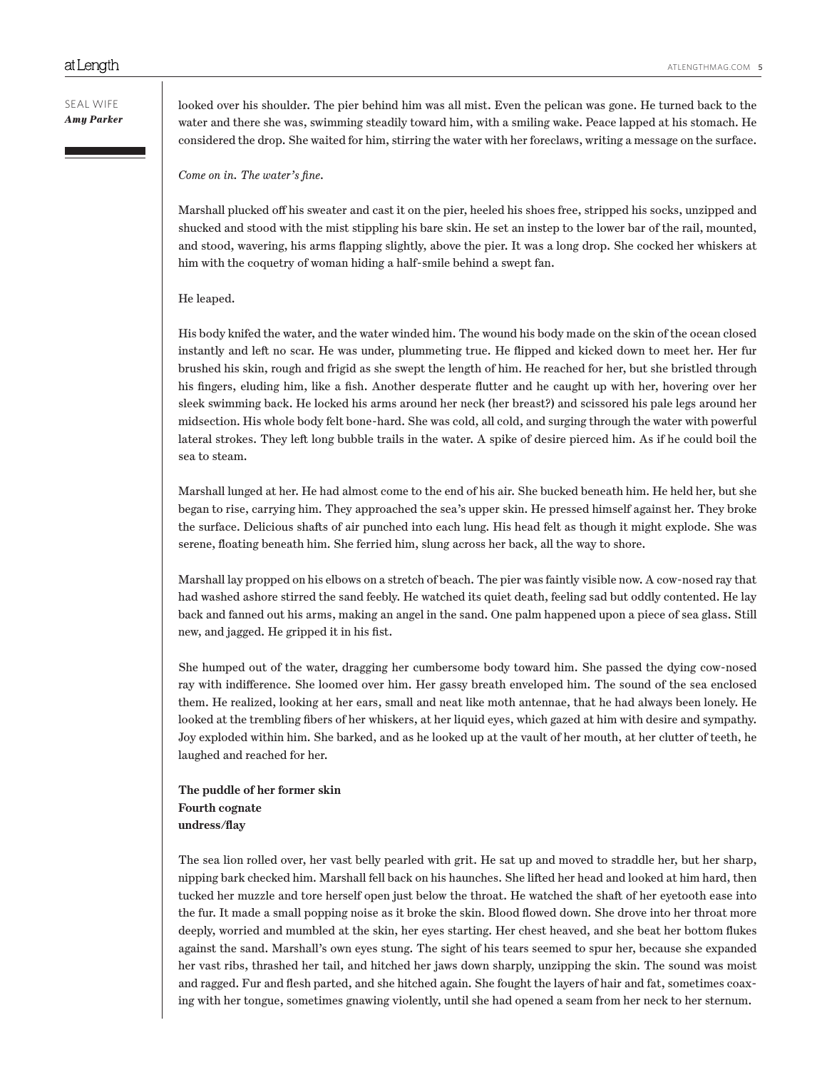looked over his shoulder. The pier behind him was all mist. Even the pelican was gone. He turned back to the water and there she was, swimming steadily toward him, with a smiling wake. Peace lapped at his stomach. He considered the drop. She waited for him, stirring the water with her foreclaws, writing a message on the surface.

*Come on in. The water's fine.*

Marshall plucked off his sweater and cast it on the pier, heeled his shoes free, stripped his socks, unzipped and shucked and stood with the mist stippling his bare skin. He set an instep to the lower bar of the rail, mounted, and stood, wavering, his arms flapping slightly, above the pier. It was a long drop. She cocked her whiskers at him with the coquetry of woman hiding a half-smile behind a swept fan.

He leaped.

His body knifed the water, and the water winded him. The wound his body made on the skin of the ocean closed instantly and left no scar. He was under, plummeting true. He flipped and kicked down to meet her. Her fur brushed his skin, rough and frigid as she swept the length of him. He reached for her, but she bristled through his fingers, eluding him, like a fish. Another desperate flutter and he caught up with her, hovering over her sleek swimming back. He locked his arms around her neck (her breast?) and scissored his pale legs around her midsection. His whole body felt bone-hard. She was cold, all cold, and surging through the water with powerful lateral strokes. They left long bubble trails in the water. A spike of desire pierced him. As if he could boil the sea to steam.

Marshall lunged at her. He had almost come to the end of his air. She bucked beneath him. He held her, but she began to rise, carrying him. They approached the sea's upper skin. He pressed himself against her. They broke the surface. Delicious shafts of air punched into each lung. His head felt as though it might explode. She was serene, floating beneath him. She ferried him, slung across her back, all the way to shore.

Marshall lay propped on his elbows on a stretch of beach. The pier was faintly visible now. A cow-nosed ray that had washed ashore stirred the sand feebly. He watched its quiet death, feeling sad but oddly contented. He lay back and fanned out his arms, making an angel in the sand. One palm happened upon a piece of sea glass. Still new, and jagged. He gripped it in his fist.

She humped out of the water, dragging her cumbersome body toward him. She passed the dying cow-nosed ray with indifference. She loomed over him. Her gassy breath enveloped him. The sound of the sea enclosed them. He realized, looking at her ears, small and neat like moth antennae, that he had always been lonely. He looked at the trembling fibers of her whiskers, at her liquid eyes, which gazed at him with desire and sympathy. Joy exploded within him. She barked, and as he looked up at the vault of her mouth, at her clutter of teeth, he laughed and reached for her.

**The puddle of her former skin**
**Fourth cognate**
**undress/flay**

The sea lion rolled over, her vast belly pearled with grit. He sat up and moved to straddle her, but her sharp, nipping bark checked him. Marshall fell back on his haunches. She lifted her head and looked at him hard, then tucked her muzzle and tore herself open just below the throat. He watched the shaft of her eyetooth ease into the fur. It made a small popping noise as it broke the skin. Blood flowed down. She drove into her throat more deeply, worried and mumbled at the skin, her eyes starting. Her chest heaved, and she beat her bottom flukes against the sand. Marshall's own eyes stung. The sight of his tears seemed to spur her, because she expanded her vast ribs, thrashed her tail, and hitched her jaws down sharply, unzipping the skin. The sound was moist and ragged. Fur and flesh parted, and she hitched again. She fought the layers of hair and fat, sometimes coaxing with her tongue, sometimes gnawing violently, until she had opened a seam from her neck to her sternum.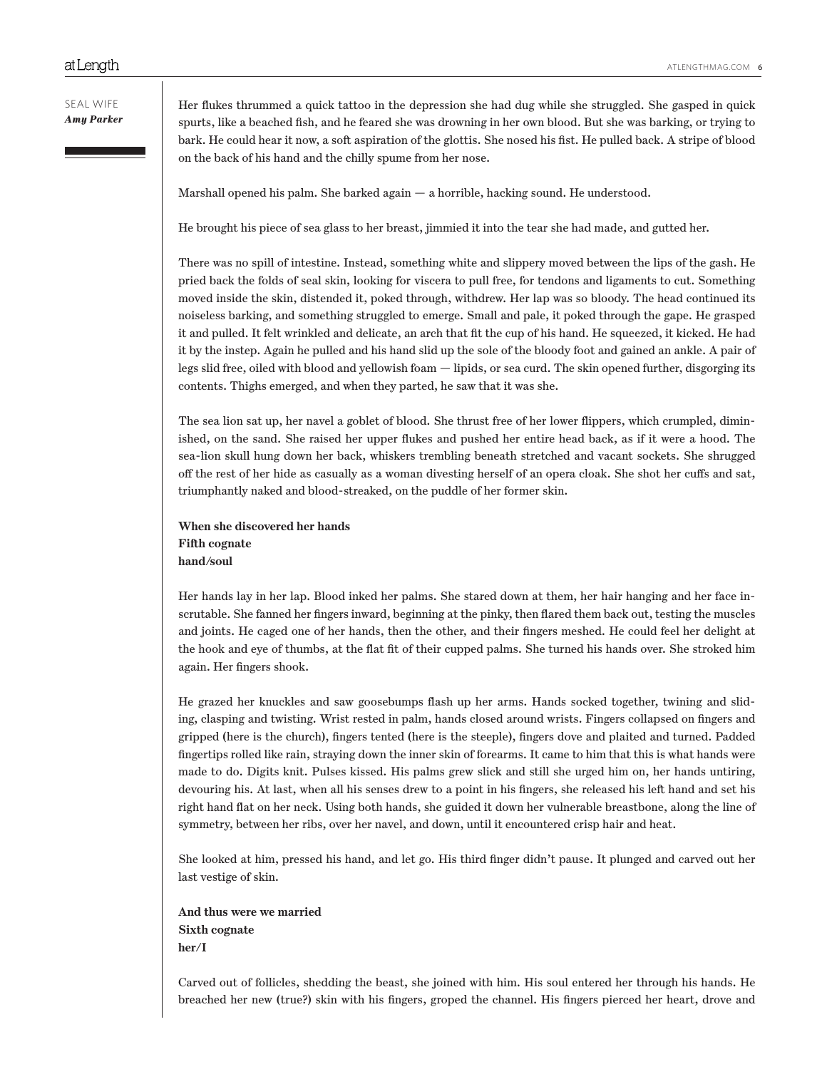Her flukes thrummed a quick tattoo in the depression she had dug while she struggled. She gasped in quick spurts, like a beached fish, and he feared she was drowning in her own blood. But she was barking, or trying to bark. He could hear it now, a soft aspiration of the glottis. She nosed his fist. He pulled back. A stripe of blood on the back of his hand and the chilly spume from her nose.

Marshall opened his palm. She barked again — a horrible, hacking sound. He understood.

He brought his piece of sea glass to her breast, jimmied it into the tear she had made, and gutted her.

There was no spill of intestine. Instead, something white and slippery moved between the lips of the gash. He pried back the folds of seal skin, looking for viscera to pull free, for tendons and ligaments to cut. Something moved inside the skin, distended it, poked through, withdrew. Her lap was so bloody. The head continued its noiseless barking, and something struggled to emerge. Small and pale, it poked through the gape. He grasped it and pulled. It felt wrinkled and delicate, an arch that fit the cup of his hand. He squeezed, it kicked. He had it by the instep. Again he pulled and his hand slid up the sole of the bloody foot and gained an ankle. A pair of legs slid free, oiled with blood and yellowish foam — lipids, or sea curd. The skin opened further, disgorging its contents. Thighs emerged, and when they parted, he saw that it was she.

The sea lion sat up, her navel a goblet of blood. She thrust free of her lower flippers, which crumpled, diminished, on the sand. She raised her upper flukes and pushed her entire head back, as if it were a hood. The sea-lion skull hung down her back, whiskers trembling beneath stretched and vacant sockets. She shrugged off the rest of her hide as casually as a woman divesting herself of an opera cloak. She shot her cuffs and sat, triumphantly naked and blood-streaked, on the puddle of her former skin.

**When she discovered her hands**
**Fifth cognate**
**hand/soul**

Her hands lay in her lap. Blood inked her palms. She stared down at them, her hair hanging and her face inscrutable. She fanned her fingers inward, beginning at the pinky, then flared them back out, testing the muscles and joints. He caged one of her hands, then the other, and their fingers meshed. He could feel her delight at the hook and eye of thumbs, at the flat fit of their cupped palms. She turned his hands over. She stroked him again. Her fingers shook.

He grazed her knuckles and saw goosebumps flash up her arms. Hands socked together, twining and sliding, clasping and twisting. Wrist rested in palm, hands closed around wrists. Fingers collapsed on fingers and gripped (here is the church), fingers tented (here is the steeple), fingers dove and plaited and turned. Padded fingertips rolled like rain, straying down the inner skin of forearms. It came to him that this is what hands were made to do. Digits knit. Pulses kissed. His palms grew slick and still she urged him on, her hands untiring, devouring his. At last, when all his senses drew to a point in his fingers, she released his left hand and set his right hand flat on her neck. Using both hands, she guided it down her vulnerable breastbone, along the line of symmetry, between her ribs, over her navel, and down, until it encountered crisp hair and heat.

She looked at him, pressed his hand, and let go. His third finger didn't pause. It plunged and carved out her last vestige of skin.

**And thus were we married**
**Sixth cognate**
**her/I**

Carved out of follicles, shedding the beast, she joined with him. His soul entered her through his hands. He breached her new (true?) skin with his fingers, groped the channel. His fingers pierced her heart, drove and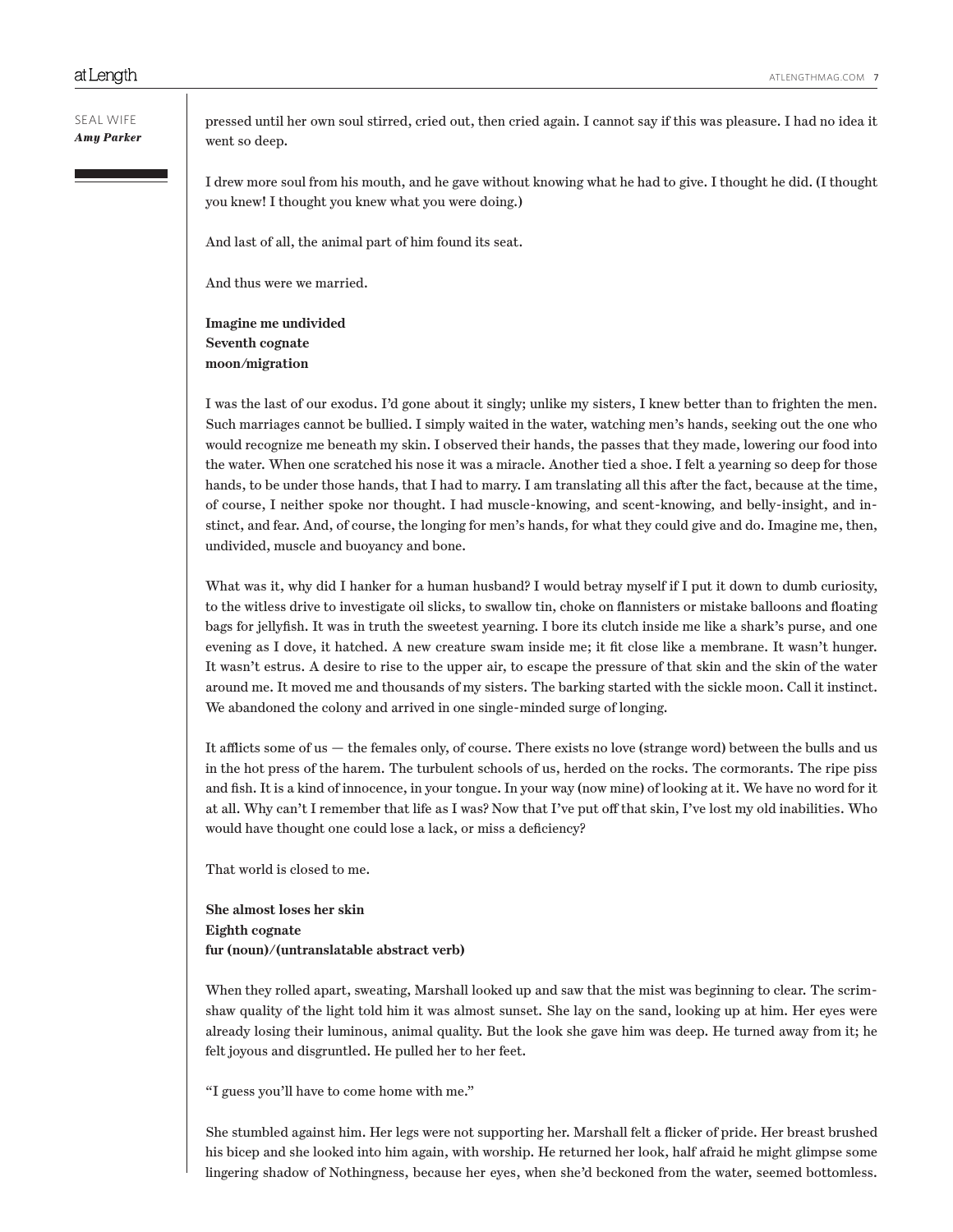pressed until her own soul stirred, cried out, then cried again. I cannot say if this was pleasure. I had no idea it went so deep.

I drew more soul from his mouth, and he gave without knowing what he had to give. I thought he did. (I thought you knew! I thought you knew what you were doing.)

And last of all, the animal part of him found its seat.

And thus were we married.

**Imagine me undivided**
**Seventh cognate**
**moon/migration**

I was the last of our exodus. I'd gone about it singly; unlike my sisters, I knew better than to frighten the men. Such marriages cannot be bullied. I simply waited in the water, watching men's hands, seeking out the one who would recognize me beneath my skin. I observed their hands, the passes that they made, lowering our food into the water. When one scratched his nose it was a miracle. Another tied a shoe. I felt a yearning so deep for those hands, to be under those hands, that I had to marry. I am translating all this after the fact, because at the time, of course, I neither spoke nor thought. I had muscle-knowing, and scent-knowing, and belly-insight, and instinct, and fear. And, of course, the longing for men's hands, for what they could give and do. Imagine me, then, undivided, muscle and buoyancy and bone.

What was it, why did I hanker for a human husband? I would betray myself if I put it down to dumb curiosity, to the witless drive to investigate oil slicks, to swallow tin, choke on flannisters or mistake balloons and floating bags for jellyfish. It was in truth the sweetest yearning. I bore its clutch inside me like a shark's purse, and one evening as I dove, it hatched. A new creature swam inside me; it fit close like a membrane. It wasn't hunger. It wasn't estrus. A desire to rise to the upper air, to escape the pressure of that skin and the skin of the water around me. It moved me and thousands of my sisters. The barking started with the sickle moon. Call it instinct. We abandoned the colony and arrived in one single-minded surge of longing.

It afflicts some of us — the females only, of course. There exists no love (strange word) between the bulls and us in the hot press of the harem. The turbulent schools of us, herded on the rocks. The cormorants. The ripe piss and fish. It is a kind of innocence, in your tongue. In your way (now mine) of looking at it. We have no word for it at all. Why can't I remember that life as I was? Now that I've put off that skin, I've lost my old inabilities. Who would have thought one could lose a lack, or miss a deficiency?

That world is closed to me.

**She almost loses her skin**
**Eighth cognate**
**fur (noun)/(untranslatable abstract verb)**

When they rolled apart, sweating, Marshall looked up and saw that the mist was beginning to clear. The scrimshaw quality of the light told him it was almost sunset. She lay on the sand, looking up at him. Her eyes were already losing their luminous, animal quality. But the look she gave him was deep. He turned away from it; he felt joyous and disgruntled. He pulled her to her feet.

"I guess you'll have to come home with me."

She stumbled against him. Her legs were not supporting her. Marshall felt a flicker of pride. Her breast brushed his bicep and she looked into him again, with worship. He returned her look, half afraid he might glimpse some lingering shadow of Nothingness, because her eyes, when she'd beckoned from the water, seemed bottomless.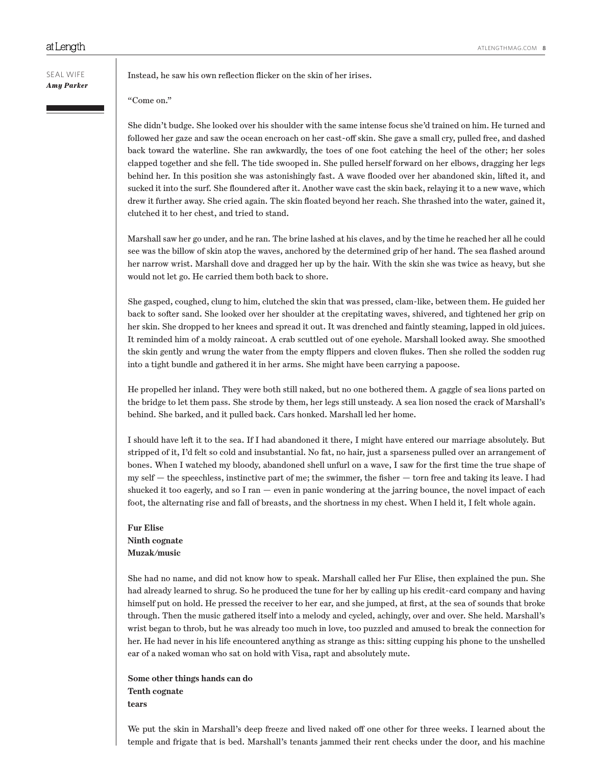Instead, he saw his own reflection flicker on the skin of her irises.

"Come on."

She didn't budge. She looked over his shoulder with the same intense focus she'd trained on him. He turned and followed her gaze and saw the ocean encroach on her cast-off skin. She gave a small cry, pulled free, and dashed back toward the waterline. She ran awkwardly, the toes of one foot catching the heel of the other; her soles clapped together and she fell. The tide swooped in. She pulled herself forward on her elbows, dragging her legs behind her. In this position she was astonishingly fast. A wave flooded over her abandoned skin, lifted it, and sucked it into the surf. She floundered after it. Another wave cast the skin back, relaying it to a new wave, which drew it further away. She cried again. The skin floated beyond her reach. She thrashed into the water, gained it, clutched it to her chest, and tried to stand.

Marshall saw her go under, and he ran. The brine lashed at his claves, and by the time he reached her all he could see was the billow of skin atop the waves, anchored by the determined grip of her hand. The sea flashed around her narrow wrist. Marshall dove and dragged her up by the hair. With the skin she was twice as heavy, but she would not let go. He carried them both back to shore.

She gasped, coughed, clung to him, clutched the skin that was pressed, clam-like, between them. He guided her back to softer sand. She looked over her shoulder at the crepitating waves, shivered, and tightened her grip on her skin. She dropped to her knees and spread it out. It was drenched and faintly steaming, lapped in old juices. It reminded him of a moldy raincoat. A crab scuttled out of one eyehole. Marshall looked away. She smoothed the skin gently and wrung the water from the empty flippers and cloven flukes. Then she rolled the sodden rug into a tight bundle and gathered it in her arms. She might have been carrying a papoose.

He propelled her inland. They were both still naked, but no one bothered them. A gaggle of sea lions parted on the bridge to let them pass. She strode by them, her legs still unsteady. A sea lion nosed the crack of Marshall's behind. She barked, and it pulled back. Cars honked. Marshall led her home.

I should have left it to the sea. If I had abandoned it there, I might have entered our marriage absolutely. But stripped of it, I'd felt so cold and insubstantial. No fat, no hair, just a sparseness pulled over an arrangement of bones. When I watched my bloody, abandoned shell unfurl on a wave, I saw for the first time the true shape of my self — the speechless, instinctive part of me; the swimmer, the fisher — torn free and taking its leave. I had shucked it too eagerly, and so I ran — even in panic wondering at the jarring bounce, the novel impact of each foot, the alternating rise and fall of breasts, and the shortness in my chest. When I held it, I felt whole again.

**Fur Elise**
**Ninth cognate**
**Muzak/music**

She had no name, and did not know how to speak. Marshall called her Fur Elise, then explained the pun. She had already learned to shrug. So he produced the tune for her by calling up his credit-card company and having himself put on hold. He pressed the receiver to her ear, and she jumped, at first, at the sea of sounds that broke through. Then the music gathered itself into a melody and cycled, achingly, over and over. She held. Marshall's wrist began to throb, but he was already too much in love, too puzzled and amused to break the connection for her. He had never in his life encountered anything as strange as this: sitting cupping his phone to the unshelled ear of a naked woman who sat on hold with Visa, rapt and absolutely mute.

**Some other things hands can do**
**Tenth cognate**
**tears**

We put the skin in Marshall's deep freeze and lived naked off one other for three weeks. I learned about the temple and frigate that is bed. Marshall's tenants jammed their rent checks under the door, and his machine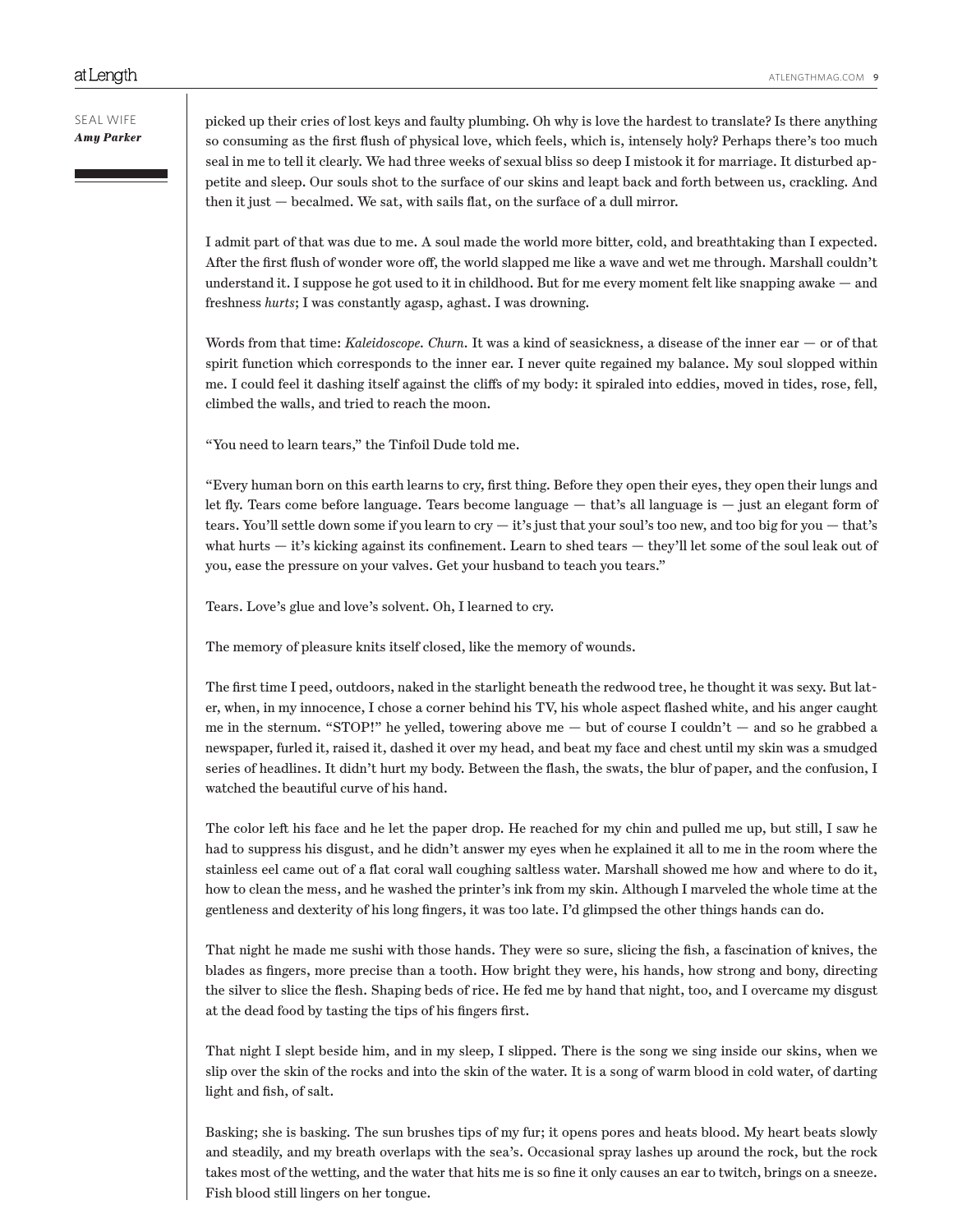picked up their cries of lost keys and faulty plumbing. Oh why is love the hardest to translate? Is there anything so consuming as the first flush of physical love, which feels, which is, intensely holy? Perhaps there's too much seal in me to tell it clearly. We had three weeks of sexual bliss so deep I mistook it for marriage. It disturbed appetite and sleep. Our souls shot to the surface of our skins and leapt back and forth between us, crackling. And then it just — becalmed. We sat, with sails flat, on the surface of a dull mirror.

I admit part of that was due to me. A soul made the world more bitter, cold, and breathtaking than I expected. After the first flush of wonder wore off, the world slapped me like a wave and wet me through. Marshall couldn't understand it. I suppose he got used to it in childhood. But for me every moment felt like snapping awake — and freshness *hurts*; I was constantly agasp, aghast. I was drowning.

Words from that time: *Kaleidoscope. Churn.* It was a kind of seasickness, a disease of the inner ear — or of that spirit function which corresponds to the inner ear. I never quite regained my balance. My soul slopped within me. I could feel it dashing itself against the cliffs of my body: it spiraled into eddies, moved in tides, rose, fell, climbed the walls, and tried to reach the moon.

"You need to learn tears," the Tinfoil Dude told me.

"Every human born on this earth learns to cry, first thing. Before they open their eyes, they open their lungs and let fly. Tears come before language. Tears become language — that's all language is — just an elegant form of tears. You'll settle down some if you learn to cry — it's just that your soul's too new, and too big for you — that's what hurts — it's kicking against its confinement. Learn to shed tears — they'll let some of the soul leak out of you, ease the pressure on your valves. Get your husband to teach you tears."

Tears. Love's glue and love's solvent. Oh, I learned to cry.

The memory of pleasure knits itself closed, like the memory of wounds.

The first time I peed, outdoors, naked in the starlight beneath the redwood tree, he thought it was sexy. But later, when, in my innocence, I chose a corner behind his TV, his whole aspect flashed white, and his anger caught me in the sternum. "STOP!" he yelled, towering above me — but of course I couldn't — and so he grabbed a newspaper, furled it, raised it, dashed it over my head, and beat my face and chest until my skin was a smudged series of headlines. It didn't hurt my body. Between the flash, the swats, the blur of paper, and the confusion, I watched the beautiful curve of his hand.

The color left his face and he let the paper drop. He reached for my chin and pulled me up, but still, I saw he had to suppress his disgust, and he didn't answer my eyes when he explained it all to me in the room where the stainless eel came out of a flat coral wall coughing saltless water. Marshall showed me how and where to do it, how to clean the mess, and he washed the printer's ink from my skin. Although I marveled the whole time at the gentleness and dexterity of his long fingers, it was too late. I'd glimpsed the other things hands can do.

That night he made me sushi with those hands. They were so sure, slicing the fish, a fascination of knives, the blades as fingers, more precise than a tooth. How bright they were, his hands, how strong and bony, directing the silver to slice the flesh. Shaping beds of rice. He fed me by hand that night, too, and I overcame my disgust at the dead food by tasting the tips of his fingers first.

That night I slept beside him, and in my sleep, I slipped. There is the song we sing inside our skins, when we slip over the skin of the rocks and into the skin of the water. It is a song of warm blood in cold water, of darting light and fish, of salt.

Basking; she is basking. The sun brushes tips of my fur; it opens pores and heats blood. My heart beats slowly and steadily, and my breath overlaps with the sea's. Occasional spray lashes up around the rock, but the rock takes most of the wetting, and the water that hits me is so fine it only causes an ear to twitch, brings on a sneeze. Fish blood still lingers on her tongue.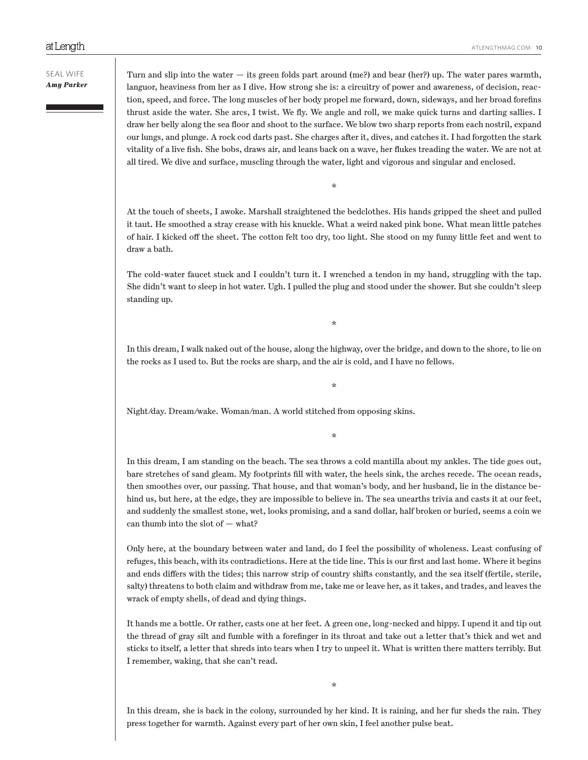Turn and slip into the water — its green folds part around (me?) and bear (her?) up. The water pares warmth, languor, heaviness from her as I dive. How strong she is: a circuitry of power and awareness, of decision, reaction, speed, and force. The long muscles of her body propel me forward, down, sideways, and her broad forefins thrust aside the water. She arcs, I twist. We fly. We angle and roll, we make quick turns and darting sallies. I draw her belly along the sea floor and shoot to the surface. We blow two sharp reports from each nostril, expand our lungs, and plunge. A rock cod darts past. She charges after it, dives, and catches it. I had forgotten the stark vitality of a live fish. She bobs, draws air, and leans back on a wave, her flukes treading the water. We are not at all tired. We dive and surface, muscling through the water, light and vigorous and singular and enclosed.

*

At the touch of sheets, I awoke. Marshall straightened the bedclothes. His hands gripped the sheet and pulled it taut. He smoothed a stray crease with his knuckle. What a weird naked pink bone. What mean little patches of hair. I kicked off the sheet. The cotton felt too dry, too light. She stood on my funny little feet and went to draw a bath.

The cold-water faucet stuck and I couldn't turn it. I wrenched a tendon in my hand, struggling with the tap. She didn't want to sleep in hot water. Ugh. I pulled the plug and stood under the shower. But she couldn't sleep standing up.

*

In this dream, I walk naked out of the house, along the highway, over the bridge, and down to the shore, to lie on the rocks as I used to. But the rocks are sharp, and the air is cold, and I have no fellows.

*

Night/day. Dream/wake. Woman/man. A world stitched from opposing skins.

*

In this dream, I am standing on the beach. The sea throws a cold mantilla about my ankles. The tide goes out, bare stretches of sand gleam. My footprints fill with water, the heels sink, the arches recede. The ocean reads, then smoothes over, our passing. That house, and that woman's body, and her husband, lie in the distance behind us, but here, at the edge, they are impossible to believe in. The sea unearths trivia and casts it at our feet, and suddenly the smallest stone, wet, looks promising, and a sand dollar, half broken or buried, seems a coin we can thumb into the slot of — what?

Only here, at the boundary between water and land, do I feel the possibility of wholeness. Least confusing of refuges, this beach, with its contradictions. Here at the tide line. This is our first and last home. Where it begins and ends differs with the tides; this narrow strip of country shifts constantly, and the sea itself (fertile, sterile, salty) threatens to both claim and withdraw from me, take me or leave her, as it takes, and trades, and leaves the wrack of empty shells, of dead and dying things.

It hands me a bottle. Or rather, casts one at her feet. A green one, long-necked and hippy. I upend it and tip out the thread of gray silt and fumble with a forefinger in its throat and take out a letter that's thick and wet and sticks to itself, a letter that shreds into tears when I try to unpeel it. What is written there matters terribly. But I remember, waking, that she can't read.

*

In this dream, she is back in the colony, surrounded by her kind. It is raining, and her fur sheds the rain. They press together for warmth. Against every part of her own skin, I feel another pulse beat.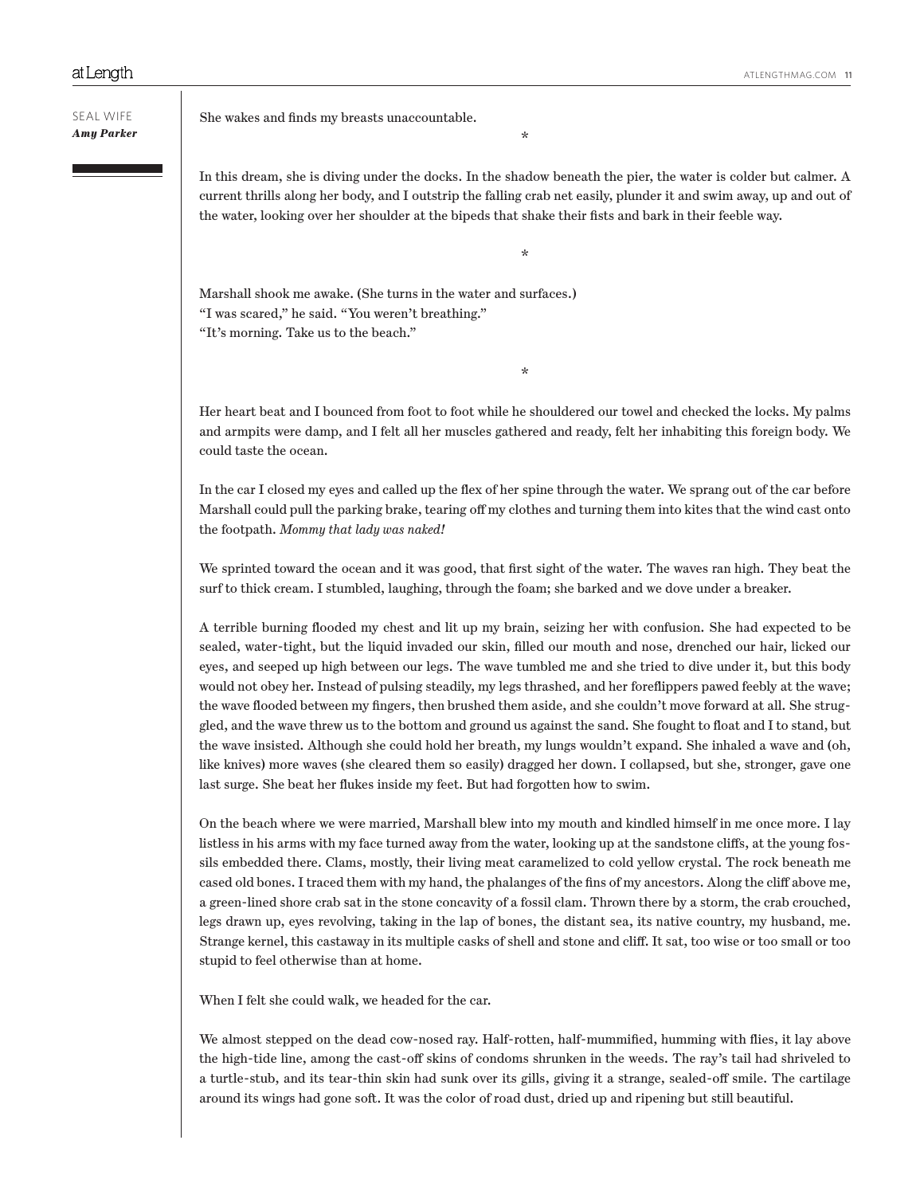She wakes and finds my breasts unaccountable.

*

In this dream, she is diving under the docks. In the shadow beneath the pier, the water is colder but calmer. A current thrills along her body, and I outstrip the falling crab net easily, plunder it and swim away, up and out of the water, looking over her shoulder at the bipeds that shake their fists and bark in their feeble way.

*

Marshall shook me awake. (She turns in the water and surfaces.)
"I was scared," he said. "You weren't breathing."
"It's morning. Take us to the beach."

*

Her heart beat and I bounced from foot to foot while he shouldered our towel and checked the locks. My palms and armpits were damp, and I felt all her muscles gathered and ready, felt her inhabiting this foreign body. We could taste the ocean.

In the car I closed my eyes and called up the flex of her spine through the water. We sprang out of the car before Marshall could pull the parking brake, tearing off my clothes and turning them into kites that the wind cast onto the footpath. *Mommy that lady was naked!*

We sprinted toward the ocean and it was good, that first sight of the water. The waves ran high. They beat the surf to thick cream. I stumbled, laughing, through the foam; she barked and we dove under a breaker.

A terrible burning flooded my chest and lit up my brain, seizing her with confusion. She had expected to be sealed, water-tight, but the liquid invaded our skin, filled our mouth and nose, drenched our hair, licked our eyes, and seeped up high between our legs. The wave tumbled me and she tried to dive under it, but this body would not obey her. Instead of pulsing steadily, my legs thrashed, and her foreflippers pawed feebly at the wave; the wave flooded between my fingers, then brushed them aside, and she couldn't move forward at all. She struggled, and the wave threw us to the bottom and ground us against the sand. She fought to float and I to stand, but the wave insisted. Although she could hold her breath, my lungs wouldn't expand. She inhaled a wave and (oh, like knives) more waves (she cleared them so easily) dragged her down. I collapsed, but she, stronger, gave one last surge. She beat her flukes inside my feet. But had forgotten how to swim.

On the beach where we were married, Marshall blew into my mouth and kindled himself in me once more. I lay listless in his arms with my face turned away from the water, looking up at the sandstone cliffs, at the young fossils embedded there. Clams, mostly, their living meat caramelized to cold yellow crystal. The rock beneath me cased old bones. I traced them with my hand, the phalanges of the fins of my ancestors. Along the cliff above me, a green-lined shore crab sat in the stone concavity of a fossil clam. Thrown there by a storm, the crab crouched, legs drawn up, eyes revolving, taking in the lap of bones, the distant sea, its native country, my husband, me. Strange kernel, this castaway in its multiple casks of shell and stone and cliff. It sat, too wise or too small or too stupid to feel otherwise than at home.

When I felt she could walk, we headed for the car.

We almost stepped on the dead cow-nosed ray. Half-rotten, half-mummified, humming with flies, it lay above the high-tide line, among the cast-off skins of condoms shrunken in the weeds. The ray's tail had shriveled to a turtle-stub, and its tear-thin skin had sunk over its gills, giving it a strange, sealed-off smile. The cartilage around its wings had gone soft. It was the color of road dust, dried up and ripening but still beautiful.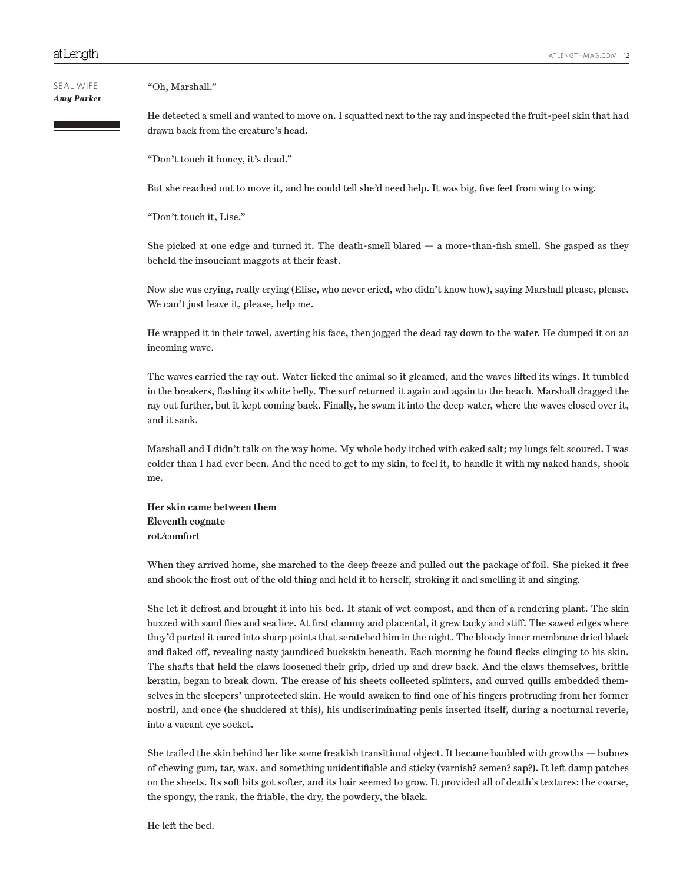"Oh, Marshall."

He detected a smell and wanted to move on. I squatted next to the ray and inspected the fruit-peel skin that had drawn back from the creature's head.

"Don't touch it honey, it's dead."

But she reached out to move it, and he could tell she'd need help. It was big, five feet from wing to wing.

"Don't touch it, Lise."

She picked at one edge and turned it. The death-smell blared — a more-than-fish smell. She gasped as they beheld the insouciant maggots at their feast.

Now she was crying, really crying (Elise, who never cried, who didn't know how), saying Marshall please, please. We can't just leave it, please, help me.

He wrapped it in their towel, averting his face, then jogged the dead ray down to the water. He dumped it on an incoming wave.

The waves carried the ray out. Water licked the animal so it gleamed, and the waves lifted its wings. It tumbled in the breakers, flashing its white belly. The surf returned it again and again to the beach. Marshall dragged the ray out further, but it kept coming back. Finally, he swam it into the deep water, where the waves closed over it, and it sank.

Marshall and I didn't talk on the way home. My whole body itched with caked salt; my lungs felt scoured. I was colder than I had ever been. And the need to get to my skin, to feel it, to handle it with my naked hands, shook me.

**Her skin came between them**
**Eleventh cognate**
**rot/comfort**

When they arrived home, she marched to the deep freeze and pulled out the package of foil. She picked it free and shook the frost out of the old thing and held it to herself, stroking it and smelling it and singing.

She let it defrost and brought it into his bed. It stank of wet compost, and then of a rendering plant. The skin buzzed with sand flies and sea lice. At first clammy and placental, it grew tacky and stiff. The sawed edges where they'd parted it cured into sharp points that scratched him in the night. The bloody inner membrane dried black and flaked off, revealing nasty jaundiced buckskin beneath. Each morning he found flecks clinging to his skin. The shafts that held the claws loosened their grip, dried up and drew back. And the claws themselves, brittle keratin, began to break down. The crease of his sheets collected splinters, and curved quills embedded themselves in the sleepers' unprotected skin. He would awaken to find one of his fingers protruding from her former nostril, and once (he shuddered at this), his undiscriminating penis inserted itself, during a nocturnal reverie, into a vacant eye socket.

She trailed the skin behind her like some freakish transitional object. It became baubled with growths — buboes of chewing gum, tar, wax, and something unidentifiable and sticky (varnish? semen? sap?). It left damp patches on the sheets. Its soft bits got softer, and its hair seemed to grow. It provided all of death's textures: the coarse, the spongy, the rank, the friable, the dry, the powdery, the black.

He left the bed.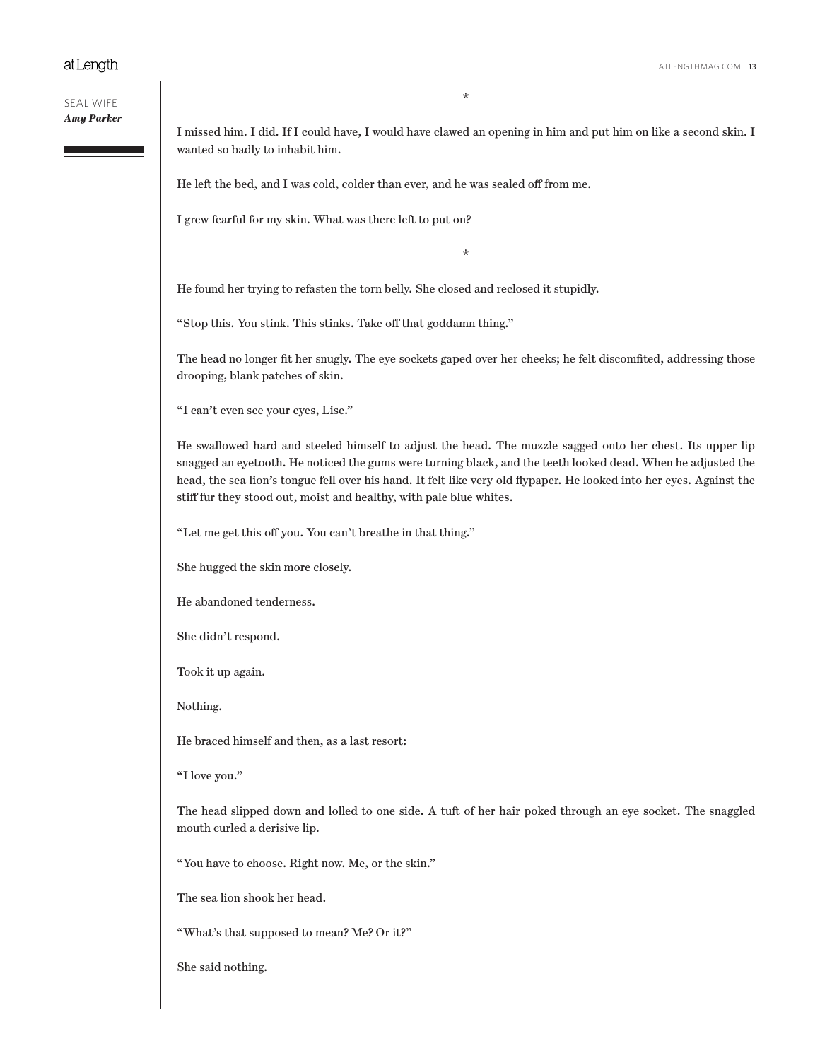*

I missed him. I did. If I could have, I would have clawed an opening in him and put him on like a second skin. I wanted so badly to inhabit him.

He left the bed, and I was cold, colder than ever, and he was sealed off from me.

I grew fearful for my skin. What was there left to put on?

*

He found her trying to refasten the torn belly. She closed and reclosed it stupidly.

"Stop this. You stink. This stinks. Take off that goddamn thing."

The head no longer fit her snugly. The eye sockets gaped over her cheeks; he felt discomfited, addressing those drooping, blank patches of skin.

"I can't even see your eyes, Lise."

He swallowed hard and steeled himself to adjust the head. The muzzle sagged onto her chest. Its upper lip snagged an eyetooth. He noticed the gums were turning black, and the teeth looked dead. When he adjusted the head, the sea lion's tongue fell over his hand. It felt like very old flypaper. He looked into her eyes. Against the stiff fur they stood out, moist and healthy, with pale blue whites.

"Let me get this off you. You can't breathe in that thing."

She hugged the skin more closely.

He abandoned tenderness.

She didn't respond.

Took it up again.

Nothing.

He braced himself and then, as a last resort:

"I love you."

The head slipped down and lolled to one side. A tuft of her hair poked through an eye socket. The snaggled mouth curled a derisive lip.

"You have to choose. Right now. Me, or the skin."

The sea lion shook her head.

"What's that supposed to mean? Me? Or it?"

She said nothing.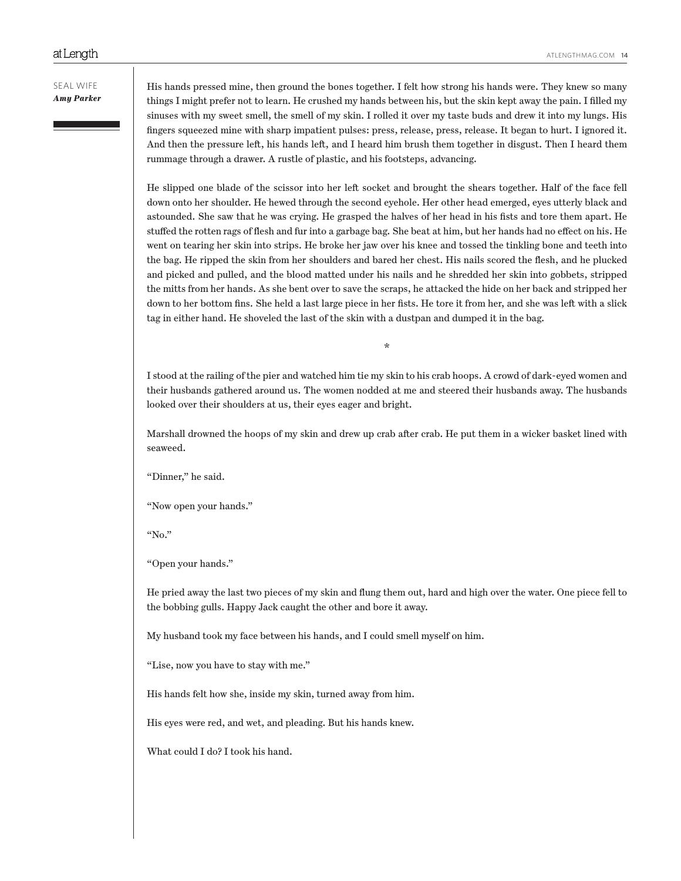His hands pressed mine, then ground the bones together. I felt how strong his hands were. They knew so many things I might prefer not to learn. He crushed my hands between his, but the skin kept away the pain. I filled my sinuses with my sweet smell, the smell of my skin. I rolled it over my taste buds and drew it into my lungs. His fingers squeezed mine with sharp impatient pulses: press, release, press, release. It began to hurt. I ignored it. And then the pressure left, his hands left, and I heard him brush them together in disgust. Then I heard them rummage through a drawer. A rustle of plastic, and his footsteps, advancing.

He slipped one blade of the scissor into her left socket and brought the shears together. Half of the face fell down onto her shoulder. He hewed through the second eyehole. Her other head emerged, eyes utterly black and astounded. She saw that he was crying. He grasped the halves of her head in his fists and tore them apart. He stuffed the rotten rags of flesh and fur into a garbage bag. She beat at him, but her hands had no effect on his. He went on tearing her skin into strips. He broke her jaw over his knee and tossed the tinkling bone and teeth into the bag. He ripped the skin from her shoulders and bared her chest. His nails scored the flesh, and he plucked and picked and pulled, and the blood matted under his nails and he shredded her skin into gobbets, stripped the mitts from her hands. As she bent over to save the scraps, he attacked the hide on her back and stripped her down to her bottom fins. She held a last large piece in her fists. He tore it from her, and she was left with a slick tag in either hand. He shoveled the last of the skin with a dustpan and dumped it in the bag.

*

I stood at the railing of the pier and watched him tie my skin to his crab hoops. A crowd of dark-eyed women and their husbands gathered around us. The women nodded at me and steered their husbands away. The husbands looked over their shoulders at us, their eyes eager and bright.

Marshall drowned the hoops of my skin and drew up crab after crab. He put them in a wicker basket lined with seaweed.

“Dinner,” he said.

“Now open your hands.”

“No.”

“Open your hands.”

He pried away the last two pieces of my skin and flung them out, hard and high over the water. One piece fell to the bobbing gulls. Happy Jack caught the other and bore it away.

My husband took my face between his hands, and I could smell myself on him.

“Lise, now you have to stay with me.”

His hands felt how she, inside my skin, turned away from him.

His eyes were red, and wet, and pleading. But his hands knew.

What could I do? I took his hand.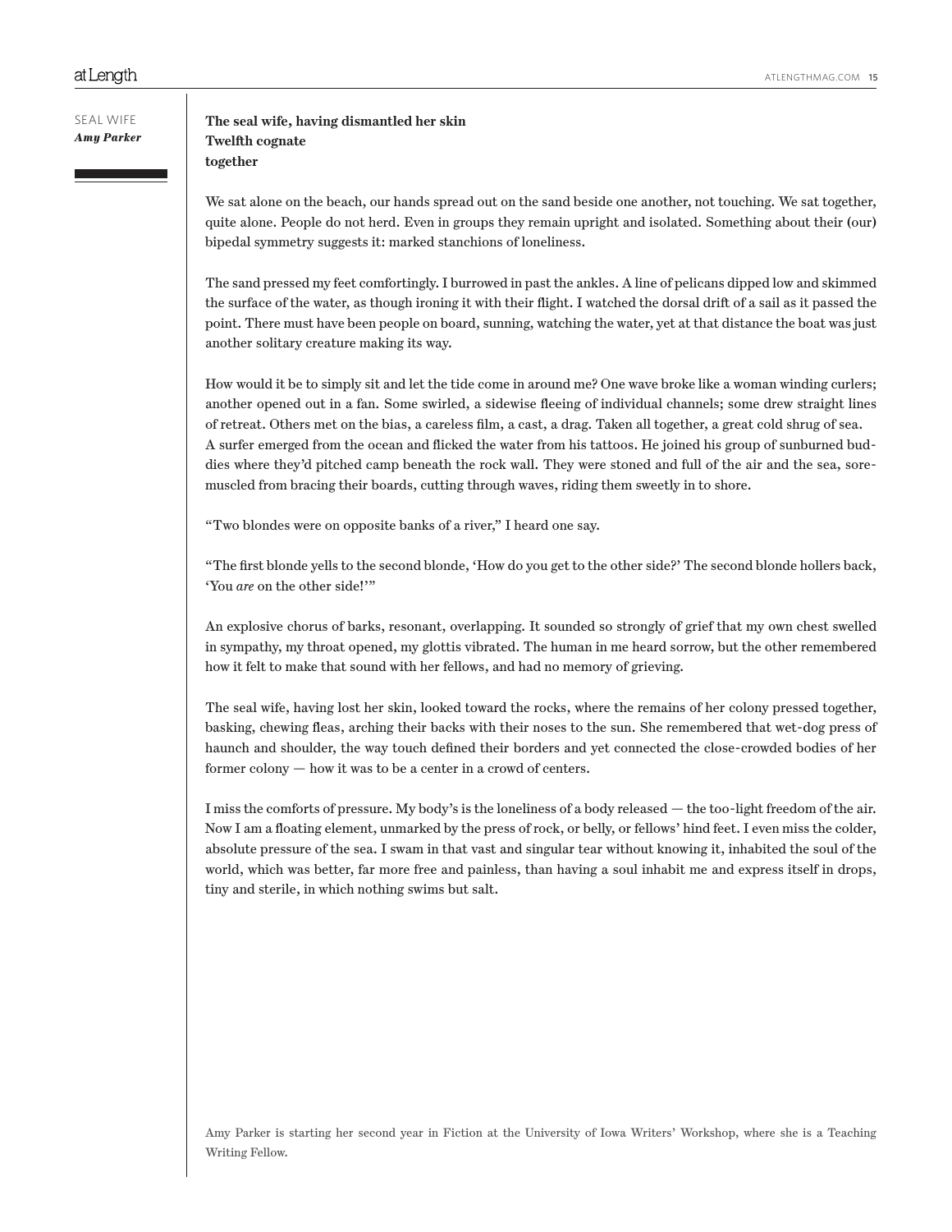SEAL WIFE
***Amy Parker***

**The seal wife, having dismantled her skin**
**Twelfth cognate**
**together**

We sat alone on the beach, our hands spread out on the sand beside one another, not touching. We sat together, quite alone. People do not herd. Even in groups they remain upright and isolated. Something about their (our) bipedal symmetry suggests it: marked stanchions of loneliness.

The sand pressed my feet comfortingly. I burrowed in past the ankles. A line of pelicans dipped low and skimmed the surface of the water, as though ironing it with their flight. I watched the dorsal drift of a sail as it passed the point. There must have been people on board, sunning, watching the water, yet at that distance the boat was just another solitary creature making its way.

How would it be to simply sit and let the tide come in around me? One wave broke like a woman winding curlers; another opened out in a fan. Some swirled, a sidewise fleeing of individual channels; some drew straight lines of retreat. Others met on the bias, a careless film, a cast, a drag. Taken all together, a great cold shrug of sea. A surfer emerged from the ocean and flicked the water from his tattoos. He joined his group of sunburned buddies where they'd pitched camp beneath the rock wall. They were stoned and full of the air and the sea, sore-muscled from bracing their boards, cutting through waves, riding them sweetly in to shore.

"Two blondes were on opposite banks of a river," I heard one say.

"The first blonde yells to the second blonde, 'How do you get to the other side?' The second blonde hollers back, 'You *are* on the other side!'"

An explosive chorus of barks, resonant, overlapping. It sounded so strongly of grief that my own chest swelled in sympathy, my throat opened, my glottis vibrated. The human in me heard sorrow, but the other remembered how it felt to make that sound with her fellows, and had no memory of grieving.

The seal wife, having lost her skin, looked toward the rocks, where the remains of her colony pressed together, basking, chewing fleas, arching their backs with their noses to the sun. She remembered that wet-dog press of haunch and shoulder, the way touch defined their borders and yet connected the close-crowded bodies of her former colony — how it was to be a center in a crowd of centers.

I miss the comforts of pressure. My body's is the loneliness of a body released — the too-light freedom of the air. Now I am a floating element, unmarked by the press of rock, or belly, or fellows' hind feet. I even miss the colder, absolute pressure of the sea. I swam in that vast and singular tear without knowing it, inhabited the soul of the world, which was better, far more free and painless, than having a soul inhabit me and express itself in drops, tiny and sterile, in which nothing swims but salt.

Amy Parker is starting her second year in Fiction at the University of Iowa Writers' Workshop, where she is a Teaching Writing Fellow.